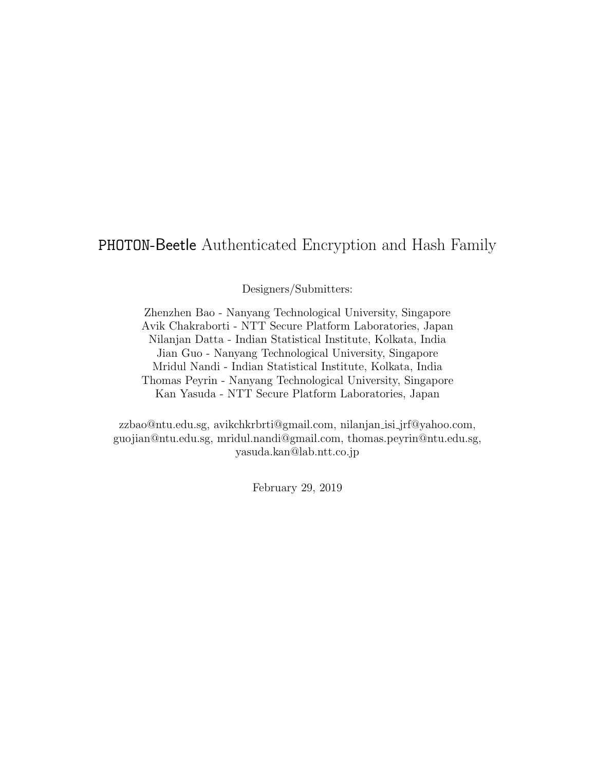# PHOTON-Beetle Authenticated Encryption and Hash Family

Designers/Submitters:

Zhenzhen Bao - Nanyang Technological University, Singapore
Avik Chakraborti - NTT Secure Platform Laboratories, Japan
Nilanjan Datta - Indian Statistical Institute, Kolkata, India
Jian Guo - Nanyang Technological University, Singapore
Mridul Nandi - Indian Statistical Institute, Kolkata, India
Thomas Peyrin - Nanyang Technological University, Singapore
Kan Yasuda - NTT Secure Platform Laboratories, Japan

zzbao@ntu.edu.sg, avikchkrbrti@gmail.com, nilanjan_isi_jrf@yahoo.com,
guojian@ntu.edu.sg, mridul.nandi@gmail.com, thomas.peyrin@ntu.edu.sg,
yasuda.kan@lab.ntt.co.jp

February 29, 2019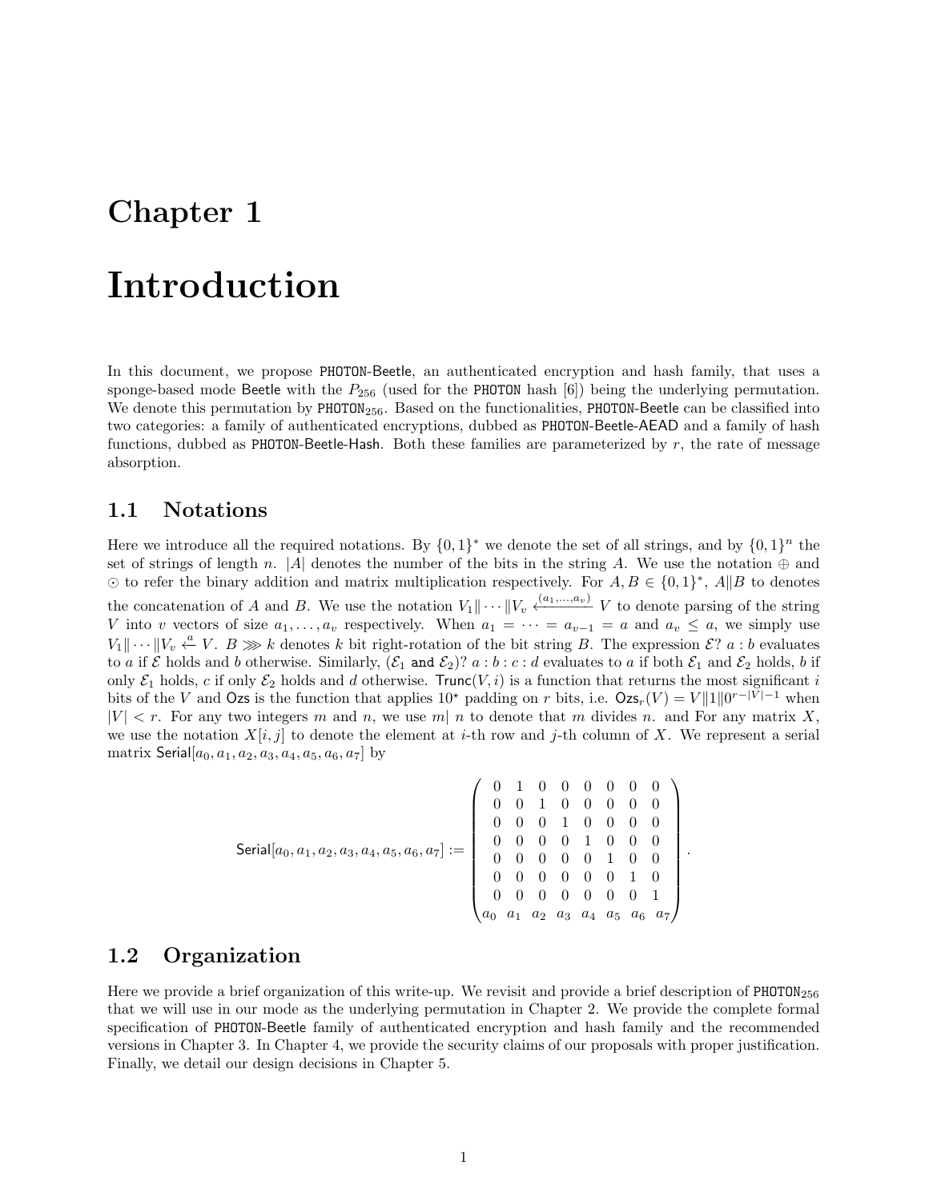# Chapter 1

# Introduction

In this document, we propose PHOTON-Beetle, an authenticated encryption and hash family, that uses a sponge-based mode Beetle with the $P_{256}$ (used for the PHOTON hash [6]) being the underlying permutation. We denote this permutation by $\mathsf{PHOTON}_{256}$. Based on the functionalities, PHOTON-Beetle can be classified into two categories: a family of authenticated encryptions, dubbed as PHOTON-Beetle-AEAD and a family of hash functions, dubbed as PHOTON-Beetle-Hash. Both these families are parameterized by $r$, the rate of message absorption.

## 1.1 Notations

Here we introduce all the required notations. By $\{0,1\}^*$ we denote the set of all strings, and by $\{0,1\}^n$ the set of strings of length $n$. $|A|$ denotes the number of the bits in the string $A$. We use the notation $\oplus$ and $\odot$ to refer the binary addition and matrix multiplication respectively. For $A, B \in \{0,1\}^*$, $A\|B$ to denotes the concatenation of $A$ and $B$. We use the notation $V_1\|\cdots\|V_v \xleftarrow{(a_1,\ldots,a_v)} V$ to denote parsing of the string $V$ into $v$ vectors of size $a_1, \ldots, a_v$ respectively. When $a_1 = \cdots = a_{v-1} = a$ and $a_v \leq a$, we simply use $V_1\|\cdots\|V_v \xleftarrow{a} V$. $B \ggg k$ denotes $k$ bit right-rotation of the bit string $B$. The expression $\mathcal{E}?\ a : b$ evaluates to $a$ if $\mathcal{E}$ holds and $b$ otherwise. Similarly, $(\mathcal{E}_1 \texttt{ and } \mathcal{E}_2)?\ a : b : c : d$ evaluates to $a$ if both $\mathcal{E}_1$ and $\mathcal{E}_2$ holds, $b$ if only $\mathcal{E}_1$ holds, $c$ if only $\mathcal{E}_2$ holds and $d$ otherwise. $\mathsf{Trunc}(V, i)$ is a function that returns the most significant $i$ bits of the $V$ and $\mathsf{Ozs}$ is the function that applies $10^*$ padding on $r$ bits, i.e. $\mathsf{Ozs}_r(V) = V\|1\|0^{r-|V|-1}$ when $|V| < r$. For any two integers $m$ and $n$, we use $m|\ n$ to denote that $m$ divides $n$. and For any matrix $X$, we use the notation $X[i,j]$ to denote the element at $i$-th row and $j$-th column of $X$. We represent a serial matrix $\mathsf{Serial}[a_0, a_1, a_2, a_3, a_4, a_5, a_6, a_7]$ by

$$\mathsf{Serial}[a_0, a_1, a_2, a_3, a_4, a_5, a_6, a_7] := \begin{pmatrix} 0 & 1 & 0 & 0 & 0 & 0 & 0 & 0 \\ 0 & 0 & 1 & 0 & 0 & 0 & 0 & 0 \\ 0 & 0 & 0 & 1 & 0 & 0 & 0 & 0 \\ 0 & 0 & 0 & 0 & 1 & 0 & 0 & 0 \\ 0 & 0 & 0 & 0 & 0 & 1 & 0 & 0 \\ 0 & 0 & 0 & 0 & 0 & 0 & 1 & 0 \\ 0 & 0 & 0 & 0 & 0 & 0 & 0 & 1 \\ a_0 & a_1 & a_2 & a_3 & a_4 & a_5 & a_6 & a_7 \end{pmatrix}.$$

## 1.2 Organization

Here we provide a brief organization of this write-up. We revisit and provide a brief description of $\mathsf{PHOTON}_{256}$ that we will use in our mode as the underlying permutation in Chapter 2. We provide the complete formal specification of PHOTON-Beetle family of authenticated encryption and hash family and the recommended versions in Chapter 3. In Chapter 4, we provide the security claims of our proposals with proper justification. Finally, we detail our design decisions in Chapter 5.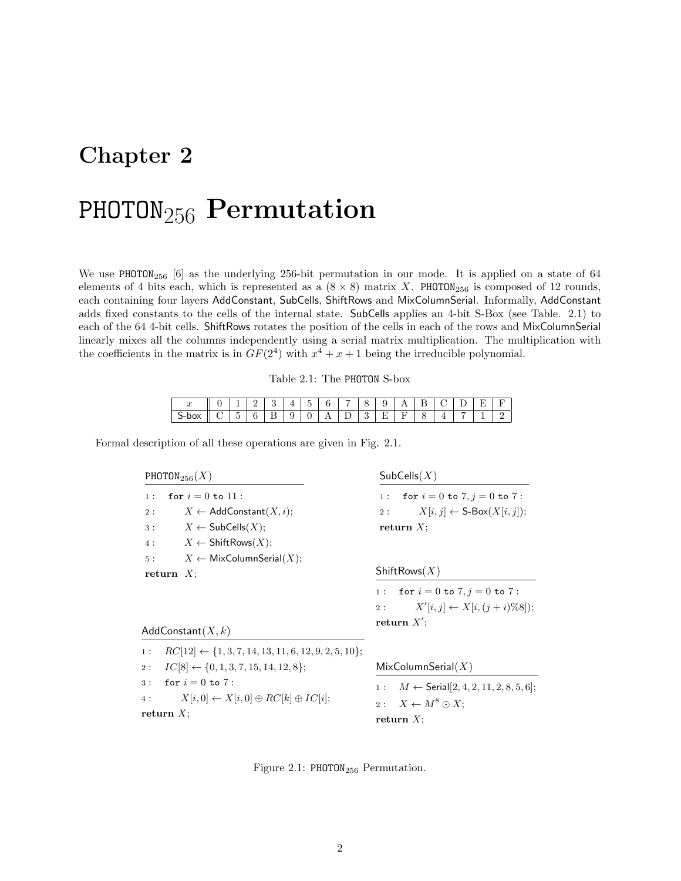# Chapter 2

# $\texttt{PHOTON}_{256}$ Permutation

We use $\texttt{PHOTON}_{256}$ [6] as the underlying 256-bit permutation in our mode. It is applied on a state of 64 elements of 4 bits each, which is represented as a $(8 \times 8)$ matrix $X$. $\texttt{PHOTON}_{256}$ is composed of 12 rounds, each containing four layers AddConstant, SubCells, ShiftRows and MixColumnSerial. Informally, AddConstant adds fixed constants to the cells of the internal state. SubCells applies an 4-bit S-Box (see Table. 2.1) to each of the 64 4-bit cells. ShiftRows rotates the position of the cells in each of the rows and MixColumnSerial linearly mixes all the columns independently using a serial matrix multiplication. The multiplication with the coefficients in the matrix is in $GF(2^4)$ with $x^4 + x + 1$ being the irreducible polynomial.

Table 2.1: The PHOTON S-box

| $x$ | 0 | 1 | 2 | 3 | 4 | 5 | 6 | 7 | 8 | 9 | A | B | C | D | E | F |
|---|---|---|---|---|---|---|---|---|---|---|---|---|---|---|---|---|
| S-box | C | 5 | 6 | B | 9 | 0 | A | D | 3 | E | F | 8 | 4 | 7 | 1 | 2 |

Formal description of all these operations are given in Fig. 2.1.

**$\texttt{PHOTON}_{256}(X)$**

$$
\begin{aligned}
&1: \quad \texttt{for } i = 0 \texttt{ to } 11: \\
&2: \qquad X \leftarrow \mathsf{AddConstant}(X, i); \\
&3: \qquad X \leftarrow \mathsf{SubCells}(X); \\
&4: \qquad X \leftarrow \mathsf{ShiftRows}(X); \\
&5: \qquad X \leftarrow \mathsf{MixColumnSerial}(X); \\
&\textbf{return } X;
\end{aligned}
$$

**$\mathsf{AddConstant}(X, k)$**

$$
\begin{aligned}
&1: \quad RC[12] \leftarrow \{1, 3, 7, 14, 13, 11, 6, 12, 9, 2, 5, 10\}; \\
&2: \quad IC[8] \leftarrow \{0, 1, 3, 7, 15, 14, 12, 8\}; \\
&3: \quad \texttt{for } i = 0 \texttt{ to } 7: \\
&4: \qquad X[i, 0] \leftarrow X[i, 0] \oplus RC[k] \oplus IC[i]; \\
&\textbf{return } X;
\end{aligned}
$$

**$\mathsf{SubCells}(X)$**

$$
\begin{aligned}
&1: \quad \texttt{for } i = 0 \texttt{ to } 7, j = 0 \texttt{ to } 7: \\
&2: \qquad X[i, j] \leftarrow \mathsf{S\text{-}Box}(X[i, j]); \\
&\textbf{return } X;
\end{aligned}
$$

**$\mathsf{ShiftRows}(X)$**

$$
\begin{aligned}
&1: \quad \texttt{for } i = 0 \texttt{ to } 7, j = 0 \texttt{ to } 7: \\
&2: \qquad X'[i, j] \leftarrow X[i, (j + i)\%8]); \\
&\textbf{return } X';
\end{aligned}
$$

**$\mathsf{MixColumnSerial}(X)$**

$$
\begin{aligned}
&1: \quad M \leftarrow \mathsf{Serial}[2, 4, 2, 11, 2, 8, 5, 6]; \\
&2: \quad X \leftarrow M^8 \odot X; \\
&\textbf{return } X;
\end{aligned}
$$

Figure 2.1: $\texttt{PHOTON}_{256}$ Permutation.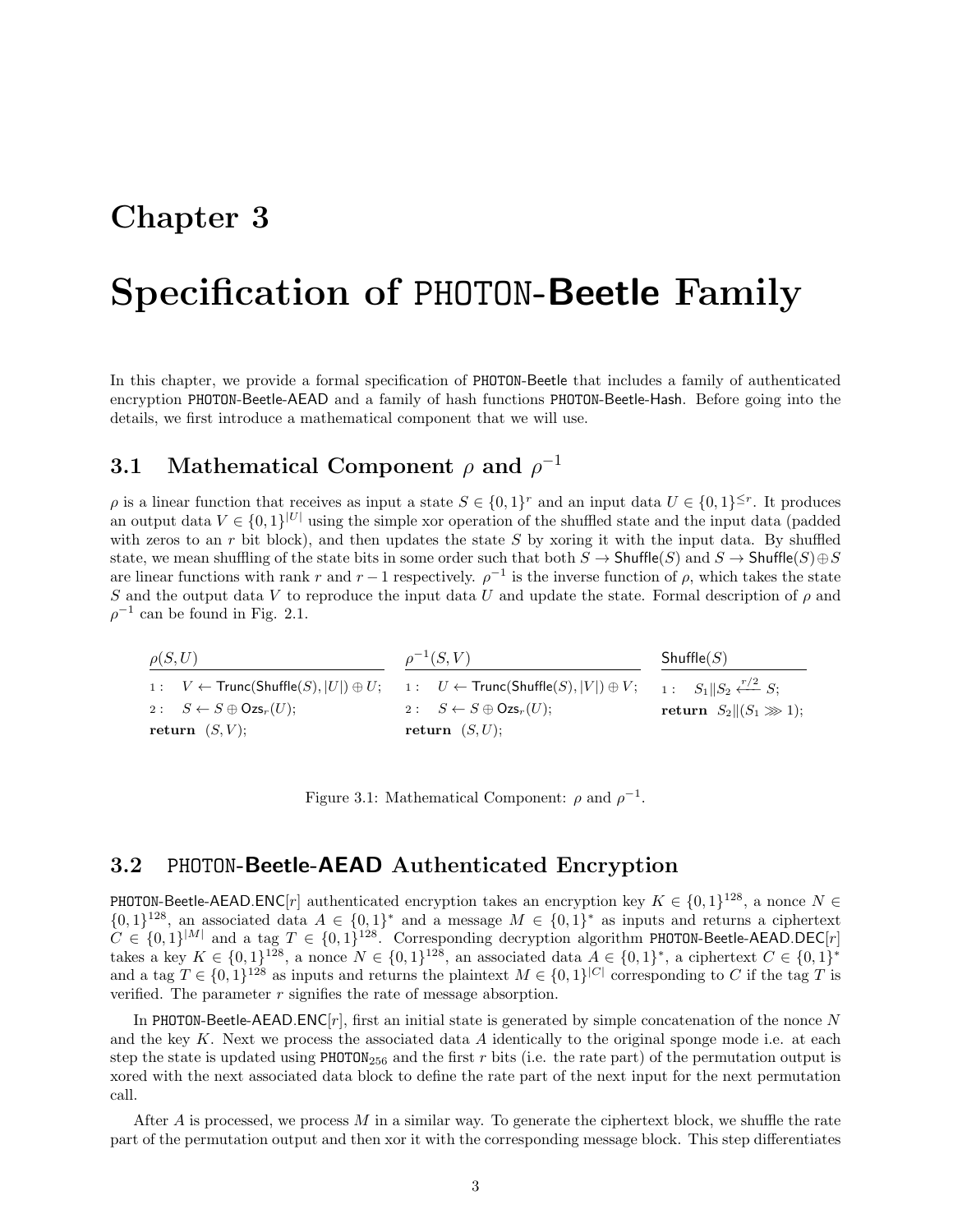# Chapter 3

# Specification of PHOTON-**Beetle** Family

In this chapter, we provide a formal specification of PHOTON-Beetle that includes a family of authenticated encryption PHOTON-Beetle-AEAD and a family of hash functions PHOTON-Beetle-Hash. Before going into the details, we first introduce a mathematical component that we will use.

## 3.1 Mathematical Component $\rho$ and $\rho^{-1}$

$\rho$ is a linear function that receives as input a state $S \in \{0,1\}^r$ and an input data $U \in \{0,1\}^{\leq r}$. It produces an output data $V \in \{0,1\}^{|U|}$ using the simple xor operation of the shuffled state and the input data (padded with zeros to an $r$ bit block), and then updates the state $S$ by xoring it with the input data. By shuffled state, we mean shuffling of the state bits in some order such that both $S \rightarrow \mathsf{Shuffle}(S)$ and $S \rightarrow \mathsf{Shuffle}(S) \oplus S$ are linear functions with rank $r$ and $r-1$ respectively. $\rho^{-1}$ is the inverse function of $\rho$, which takes the state $S$ and the output data $V$ to reproduce the input data $U$ and update the state. Formal description of $\rho$ and $\rho^{-1}$ can be found in Fig. 2.1.

| $\rho(S,U)$ | $\rho^{-1}(S,V)$ | $\mathsf{Shuffle}(S)$ |
|---|---|---|
| 1 : $V \leftarrow \mathsf{Trunc}(\mathsf{Shuffle}(S), \lvert U\rvert) \oplus U$; | 1 : $U \leftarrow \mathsf{Trunc}(\mathsf{Shuffle}(S), \lvert V\rvert) \oplus V$; | 1 : $S_1 \| S_2 \xleftarrow{r/2} S$; |
| 2 : $S \leftarrow S \oplus \mathsf{Ozs}_r(U)$; | 2 : $S \leftarrow S \oplus \mathsf{Ozs}_r(U)$; | **return** $S_2 \| (S_1 \ggg 1)$; |
| **return** $(S,V)$; | **return** $(S,U)$; | |

Figure 3.1: Mathematical Component: $\rho$ and $\rho^{-1}$.

## 3.2 PHOTON-**Beetle-AEAD** Authenticated Encryption

PHOTON-Beetle-AEAD.ENC$[r]$ authenticated encryption takes an encryption key $K \in \{0,1\}^{128}$, a nonce $N \in \{0,1\}^{128}$, an associated data $A \in \{0,1\}^*$ and a message $M \in \{0,1\}^*$ as inputs and returns a ciphertext $C \in \{0,1\}^{|M|}$ and a tag $T \in \{0,1\}^{128}$. Corresponding decryption algorithm PHOTON-Beetle-AEAD.DEC$[r]$ takes a key $K \in \{0,1\}^{128}$, a nonce $N \in \{0,1\}^{128}$, an associated data $A \in \{0,1\}^*$, a ciphertext $C \in \{0,1\}^*$ and a tag $T \in \{0,1\}^{128}$ as inputs and returns the plaintext $M \in \{0,1\}^{|C|}$ corresponding to $C$ if the tag $T$ is verified. The parameter $r$ signifies the rate of message absorption.

In PHOTON-Beetle-AEAD.ENC$[r]$, first an initial state is generated by simple concatenation of the nonce $N$ and the key $K$. Next we process the associated data $A$ identically to the original sponge mode i.e. at each step the state is updated using $\mathtt{PHOTON}_{256}$ and the first $r$ bits (i.e. the rate part) of the permutation output is xored with the next associated data block to define the rate part of the next input for the next permutation call.

After $A$ is processed, we process $M$ in a similar way. To generate the ciphertext block, we shuffle the rate part of the permutation output and then xor it with the corresponding message block. This step differentiates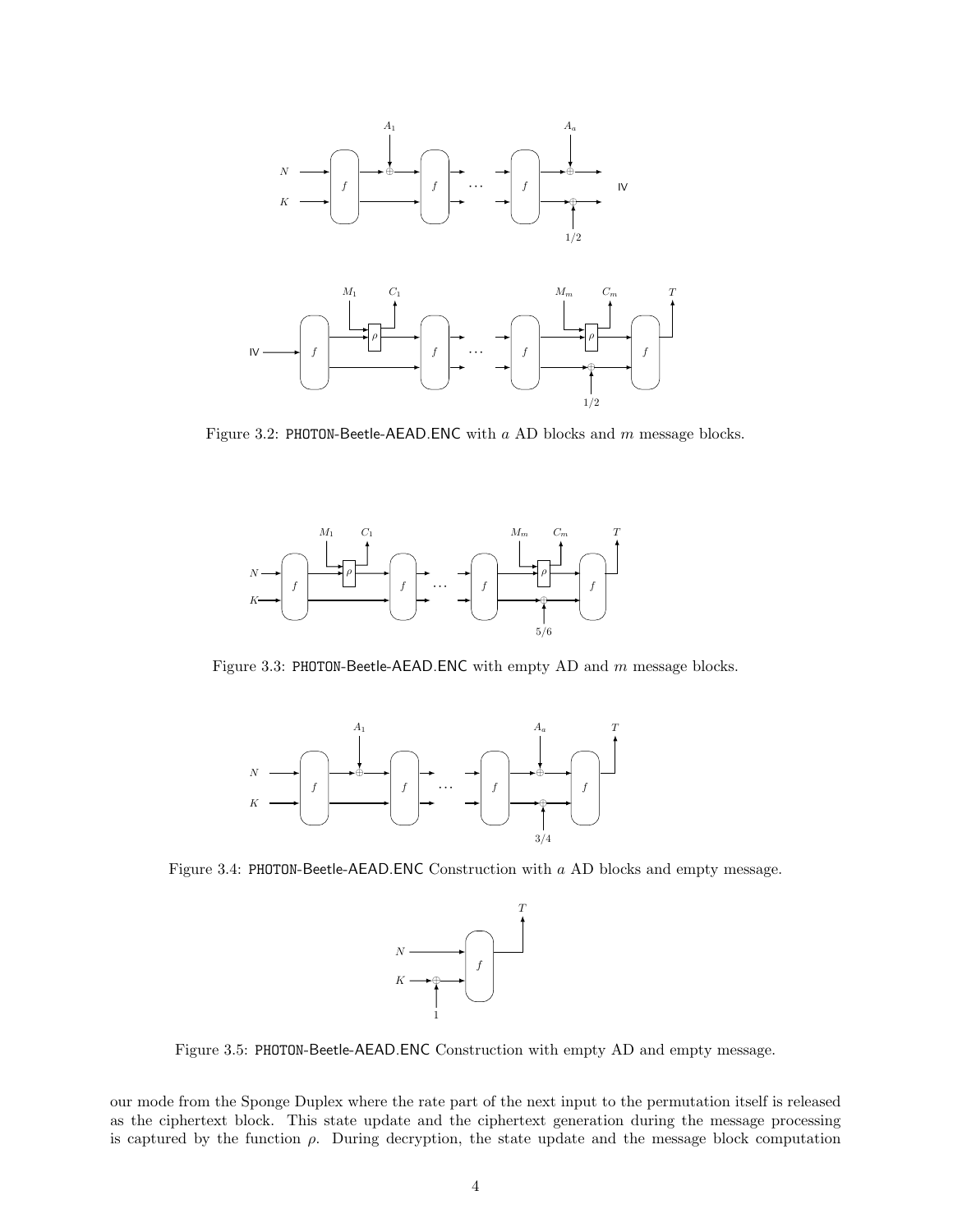Figure 3.2: PHOTON-Beetle-AEAD.ENC with $a$ AD blocks and $m$ message blocks.

Figure 3.3: PHOTON-Beetle-AEAD.ENC with empty AD and $m$ message blocks.

Figure 3.4: PHOTON-Beetle-AEAD.ENC Construction with $a$ AD blocks and empty message.

Figure 3.5: PHOTON-Beetle-AEAD.ENC Construction with empty AD and empty message.

our mode from the Sponge Duplex where the rate part of the next input to the permutation itself is released as the ciphertext block. This state update and the ciphertext generation during the message processing is captured by the function $\rho$. During decryption, the state update and the message block computation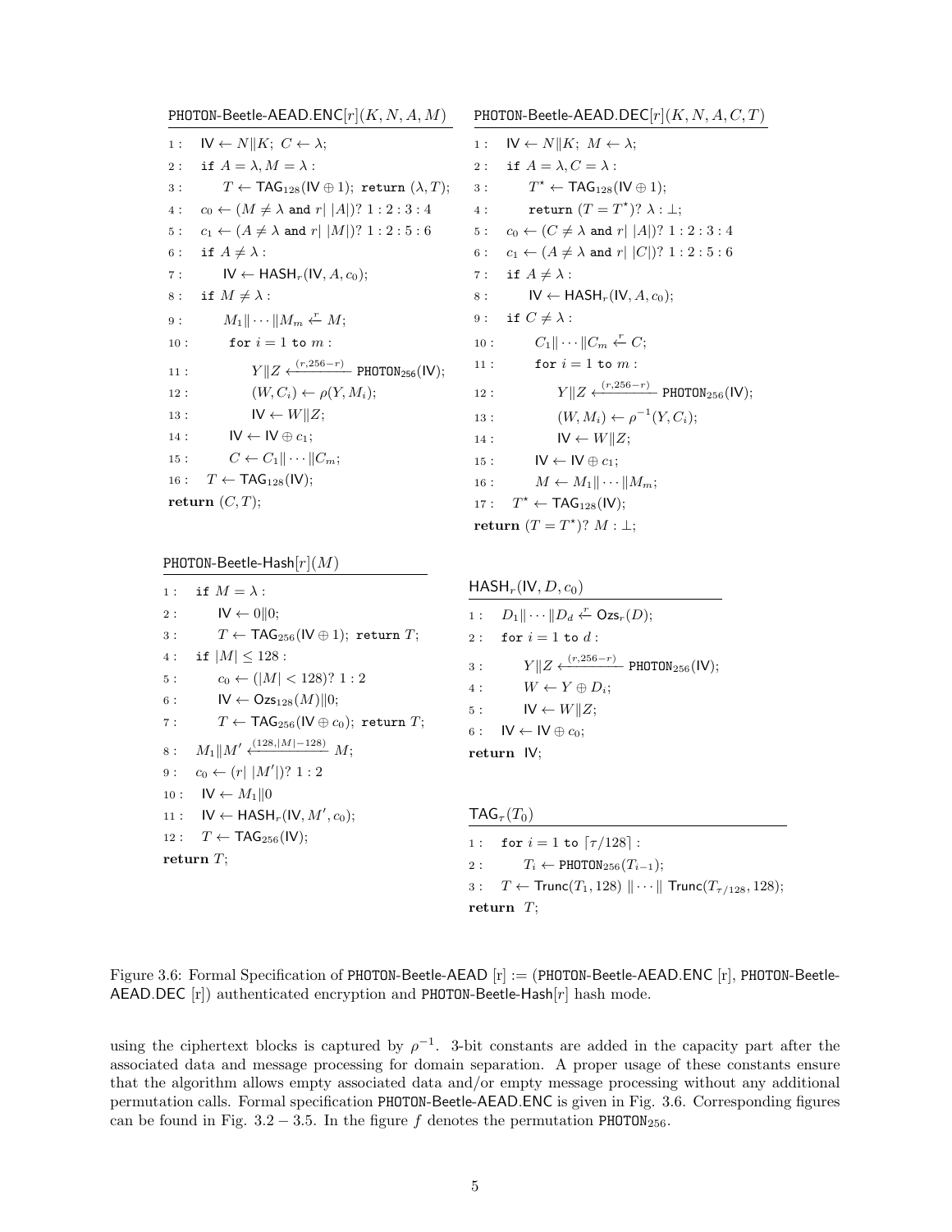**PHOTON-Beetle-AEAD.ENC$[r](K, N, A, M)$**

```
1 :  IV ← N‖K; C ← λ;
2 :  if A = λ, M = λ :
3 :      T ← TAG_128(IV ⊕ 1); return (λ, T);
4 :  c_0 ← (M ≠ λ and r | |A|)? 1 : 2 : 3 : 4
5 :  c_1 ← (A ≠ λ and r | |M|)? 1 : 2 : 5 : 6
6 :  if A ≠ λ :
7 :      IV ← HASH_r(IV, A, c_0);
8 :  if M ≠ λ :
9 :      M_1‖···‖M_m ←^r M;
10 :     for i = 1 to m :
11 :         Y‖Z ←^(r,256−r) PHOTON_256(IV);
12 :         (W, C_i) ← ρ(Y, M_i);
13 :         IV ← W‖Z;
14 :     IV ← IV ⊕ c_1;
15 :     C ← C_1‖···‖C_m;
16 : T ← TAG_128(IV);
return (C, T);
```

**PHOTON-Beetle-AEAD.DEC$[r](K, N, A, C, T)$**

```
1 :  IV ← N‖K; M ← λ;
2 :  if A = λ, C = λ :
3 :      T* ← TAG_128(IV ⊕ 1);
4 :      return (T = T*)? λ : ⊥;
5 :  c_0 ← (C ≠ λ and r | |A|)? 1 : 2 : 3 : 4
6 :  c_1 ← (A ≠ λ and r | |C|)? 1 : 2 : 5 : 6
7 :  if A ≠ λ :
8 :      IV ← HASH_r(IV, A, c_0);
9 :  if C ≠ λ :
10 :     C_1‖···‖C_m ←^r C;
11 :     for i = 1 to m :
12 :         Y‖Z ←^(r,256−r) PHOTON_256(IV);
13 :         (W, M_i) ← ρ^{-1}(Y, C_i);
14 :         IV ← W‖Z;
15 :     IV ← IV ⊕ c_1;
16 :     M ← M_1‖···‖M_m;
17 : T* ← TAG_128(IV);
return (T = T*)? M : ⊥;
```

**PHOTON-Beetle-Hash$[r](M)$**

```
1 :  if M = λ :
2 :      IV ← 0‖0;
3 :      T ← TAG_256(IV ⊕ 1); return T;
4 :  if |M| ≤ 128 :
5 :      c_0 ← (|M| < 128)? 1 : 2
6 :      IV ← Ozs_128(M)‖0;
7 :      T ← TAG_256(IV ⊕ c_0); return T;
8 :  M_1‖M' ←^(128,|M|−128) M;
9 :  c_0 ← (r | |M'|)? 1 : 2
10 : IV ← M_1‖0
11 : IV ← HASH_r(IV, M', c_0);
12 : T ← TAG_256(IV);
return T;
```

**HASH$_r$(IV, $D$, $c_0$)**

```
1 :  D_1‖···‖D_d ←^r Ozs_r(D);
2 :  for i = 1 to d :
3 :      Y‖Z ←^(r,256−r) PHOTON_256(IV);
4 :      W ← Y ⊕ D_i;
5 :      IV ← W‖Z;
6 :  IV ← IV ⊕ c_0;
return IV;
```

**TAG$_\tau(T_0)$**

```
1 :  for i = 1 to ⌈τ/128⌉ :
2 :      T_i ← PHOTON_256(T_{i−1});
3 :  T ← Trunc(T_1, 128) ‖···‖ Trunc(T_{τ/128}, 128);
return T;
```

Figure 3.6: Formal Specification of PHOTON-Beetle-AEAD [r] := (PHOTON-Beetle-AEAD.ENC [r], PHOTON-Beetle-AEAD.DEC [r]) authenticated encryption and PHOTON-Beetle-Hash$[r]$ hash mode.

using the ciphertext blocks is captured by $\rho^{-1}$. 3-bit constants are added in the capacity part after the associated data and message processing for domain separation. A proper usage of these constants ensure that the algorithm allows empty associated data and/or empty message processing without any additional permutation calls. Formal specification PHOTON-Beetle-AEAD.ENC is given in Fig. 3.6. Corresponding figures can be found in Fig. 3.2 – 3.5. In the figure $f$ denotes the permutation $\text{PHOTON}_{256}$.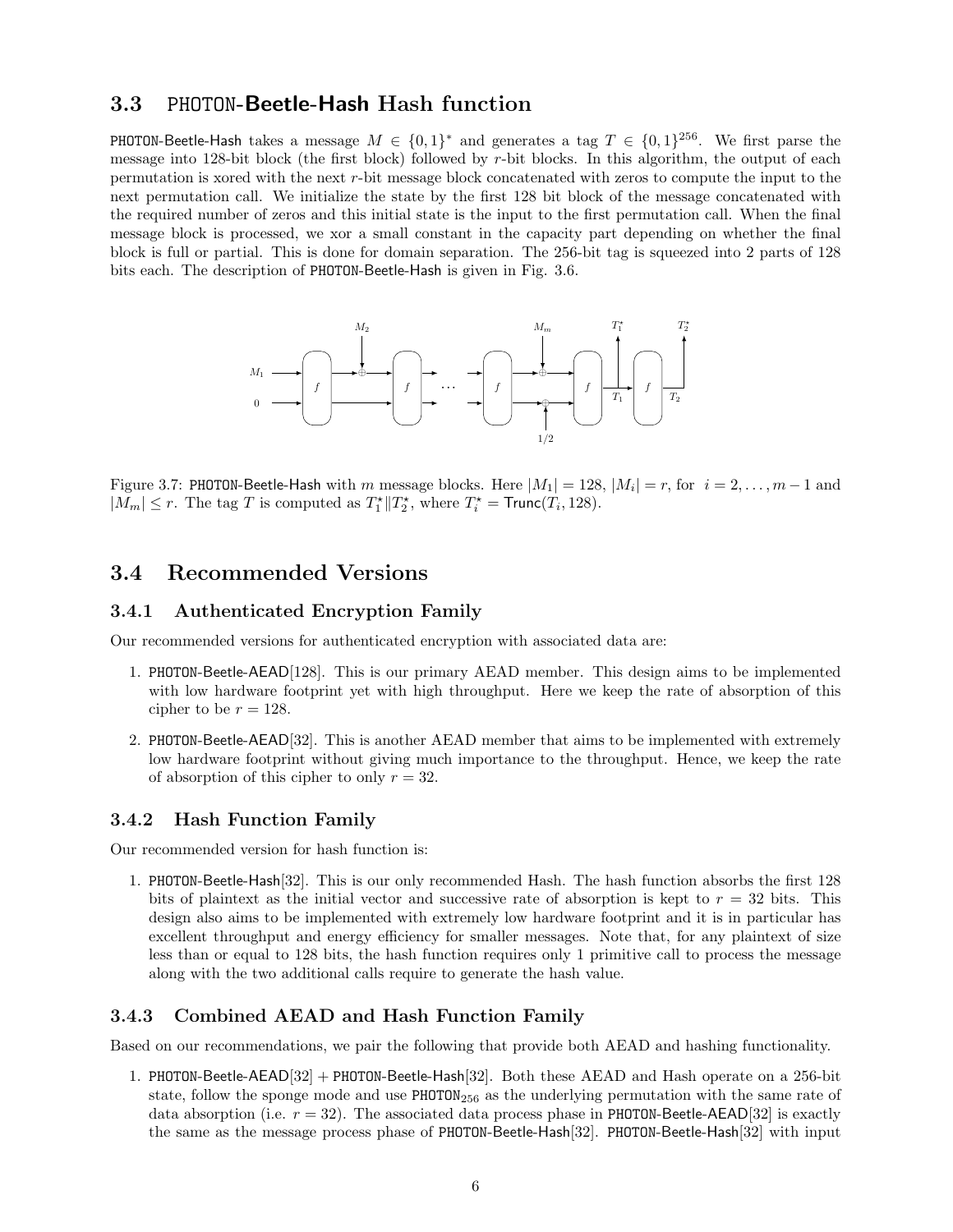## 3.3 PHOTON-Beetle-Hash Hash function

PHOTON-Beetle-Hash takes a message $M \in \{0,1\}^*$ and generates a tag $T \in \{0,1\}^{256}$. We first parse the message into 128-bit block (the first block) followed by $r$-bit blocks. In this algorithm, the output of each permutation is xored with the next $r$-bit message block concatenated with zeros to compute the input to the next permutation call. We initialize the state by the first 128 bit block of the message concatenated with the required number of zeros and this initial state is the input to the first permutation call. When the final message block is processed, we xor a small constant in the capacity part depending on whether the final block is full or partial. This is done for domain separation. The 256-bit tag is squeezed into 2 parts of 128 bits each. The description of PHOTON-Beetle-Hash is given in Fig. 3.6.

Figure 3.7: PHOTON-Beetle-Hash with $m$ message blocks. Here $|M_1| = 128$, $|M_i| = r$, for $i = 2, \ldots, m-1$ and $|M_m| \leq r$. The tag $T$ is computed as $T_1^\star \| T_2^\star$, where $T_i^\star = \mathsf{Trunc}(T_i, 128)$.

## 3.4 Recommended Versions

### 3.4.1 Authenticated Encryption Family

Our recommended versions for authenticated encryption with associated data are:

1. PHOTON-Beetle-AEAD[128]. This is our primary AEAD member. This design aims to be implemented with low hardware footprint yet with high throughput. Here we keep the rate of absorption of this cipher to be $r = 128$.
2. PHOTON-Beetle-AEAD[32]. This is another AEAD member that aims to be implemented with extremely low hardware footprint without giving much importance to the throughput. Hence, we keep the rate of absorption of this cipher to only $r = 32$.

### 3.4.2 Hash Function Family

Our recommended version for hash function is:

1. PHOTON-Beetle-Hash[32]. This is our only recommended Hash. The hash function absorbs the first 128 bits of plaintext as the initial vector and successive rate of absorption is kept to $r = 32$ bits. This design also aims to be implemented with extremely low hardware footprint and it is in particular has excellent throughput and energy efficiency for smaller messages. Note that, for any plaintext of size less than or equal to 128 bits, the hash function requires only 1 primitive call to process the message along with the two additional calls require to generate the hash value.

### 3.4.3 Combined AEAD and Hash Function Family

Based on our recommendations, we pair the following that provide both AEAD and hashing functionality.

1. PHOTON-Beetle-AEAD[32] + PHOTON-Beetle-Hash[32]. Both these AEAD and Hash operate on a 256-bit state, follow the sponge mode and use $\text{PHOTON}_{256}$ as the underlying permutation with the same rate of data absorption (i.e. $r = 32$). The associated data process phase in PHOTON-Beetle-AEAD[32] is exactly the same as the message process phase of PHOTON-Beetle-Hash[32]. PHOTON-Beetle-Hash[32] with input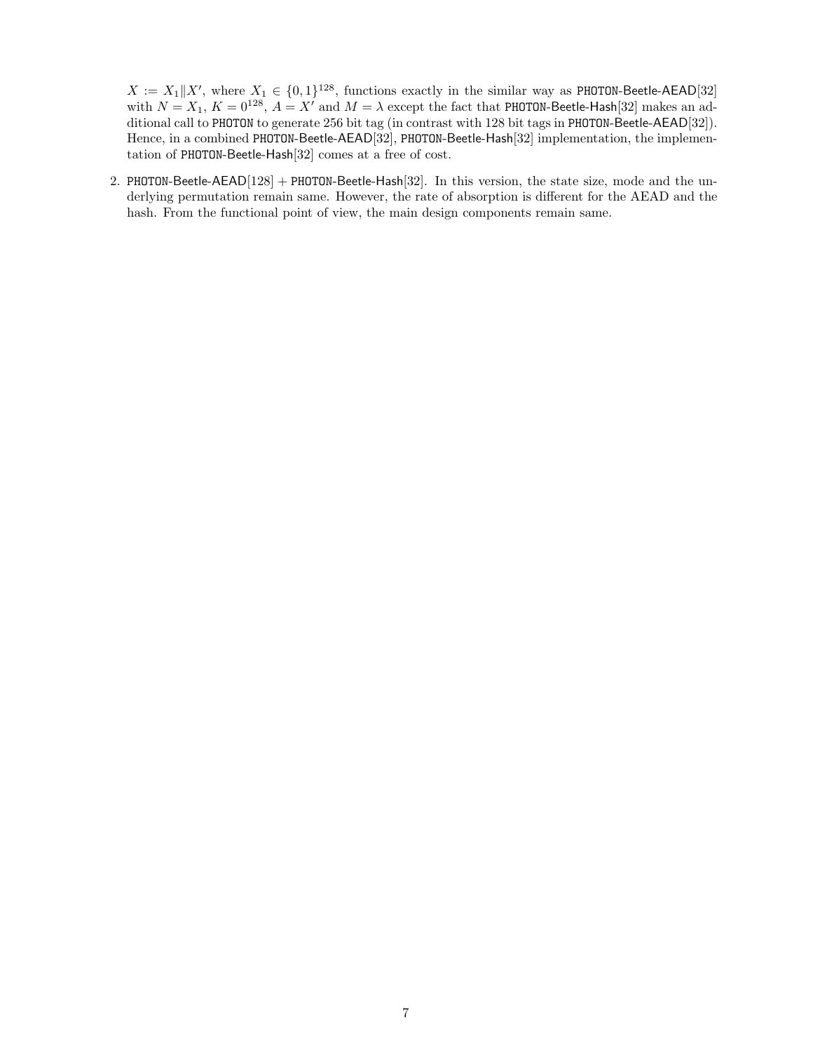$X := X_1 \| X'$, where $X_1 \in \{0,1\}^{128}$, functions exactly in the similar way as PHOTON-Beetle-AEAD[32] with $N = X_1$, $K = 0^{128}$, $A = X'$ and $M = \lambda$ except the fact that PHOTON-Beetle-Hash[32] makes an additional call to PHOTON to generate 256 bit tag (in contrast with 128 bit tags in PHOTON-Beetle-AEAD[32]). Hence, in a combined PHOTON-Beetle-AEAD[32], PHOTON-Beetle-Hash[32] implementation, the implementation of PHOTON-Beetle-Hash[32] comes at a free of cost.

2. PHOTON-Beetle-AEAD[128] + PHOTON-Beetle-Hash[32]. In this version, the state size, mode and the underlying permutation remain same. However, the rate of absorption is different for the AEAD and the hash. From the functional point of view, the main design components remain same.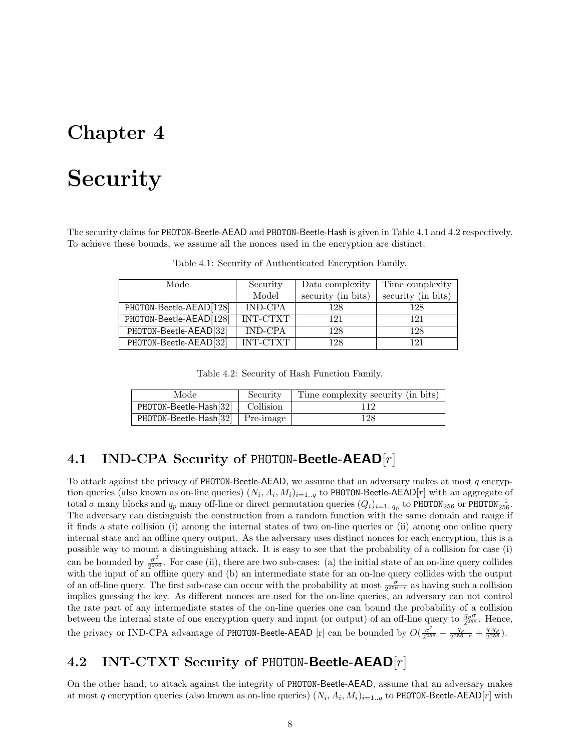# Chapter 4

# Security

The security claims for PHOTON-Beetle-AEAD and PHOTON-Beetle-Hash is given in Table 4.1 and 4.2 respectively. To achieve these bounds, we assume all the nonces used in the encryption are distinct.

Table 4.1: Security of Authenticated Encryption Family.

| Mode | Security Model | Data complexity security (in bits) | Time complexity security (in bits) |
|---|---|---|---|
| PHOTON-Beetle-AEAD[128] | IND-CPA | 128 | 128 |
| PHOTON-Beetle-AEAD[128] | INT-CTXT | 121 | 121 |
| PHOTON-Beetle-AEAD[32] | IND-CPA | 128 | 128 |
| PHOTON-Beetle-AEAD[32] | INT-CTXT | 128 | 121 |

Table 4.2: Security of Hash Function Family.

| Mode | Security | Time complexity security (in bits) |
|---|---|---|
| PHOTON-Beetle-Hash[32] | Collision | 112 |
| PHOTON-Beetle-Hash[32] | Pre-image | 128 |

## 4.1 IND-CPA Security of PHOTON-Beetle-AEAD$[r]$

To attack against the privacy of PHOTON-Beetle-AEAD, we assume that an adversary makes at most $q$ encryption queries (also known as on-line queries) $(N_i, A_i, M_i)_{i=1..q}$ to PHOTON-Beetle-AEAD$[r]$ with an aggregate of total $\sigma$ many blocks and $q_p$ many off-line or direct permutation queries $(Q_i)_{i=1..q_p}$ to $\mathtt{PHOTON}_{256}$ or $\mathtt{PHOTON}_{256}^{-1}$. The adversary can distinguish the construction from a random function with the same domain and range if it finds a state collision (i) among the internal states of two on-line queries or (ii) among one online query internal state and an offline query output. As the adversary uses distinct nonces for each encryption, this is a possible way to mount a distinguishing attack. It is easy to see that the probability of a collision for case (i) can be bounded by $\frac{\sigma^2}{2^{256}}$. For case (ii), there are two sub-cases: (a) the initial state of an on-line query collides with the input of an offline query and (b) an intermediate state for an on-lne query collides with the output of an off-line query. The first sub-case can occur with the probability at most $\frac{\sigma}{2^{256-r}}$ as having such a collision implies guessing the key. As different nonces are used for the on-line queries, an adversary can not control the rate part of any intermediate states of the on-line queries one can bound the probability of a collision between the internal state of one encryption query and input (or output) of an off-line query to $\frac{q_p\sigma}{2^{256}}$. Hence, the privacy or IND-CPA advantage of PHOTON-Beetle-AEAD [r] can be bounded by $O(\frac{\sigma^2}{2^{256}} + \frac{q_p}{2^{256-r}} + \frac{q.q_p}{2^{256}})$.

## 4.2 INT-CTXT Security of PHOTON-Beetle-AEAD$[r]$

On the other hand, to attack against the integrity of PHOTON-Beetle-AEAD, assume that an adversary makes at most $q$ encryption queries (also known as on-line queries) $(N_i, A_i, M_i)_{i=1..q}$ to PHOTON-Beetle-AEAD$[r]$ with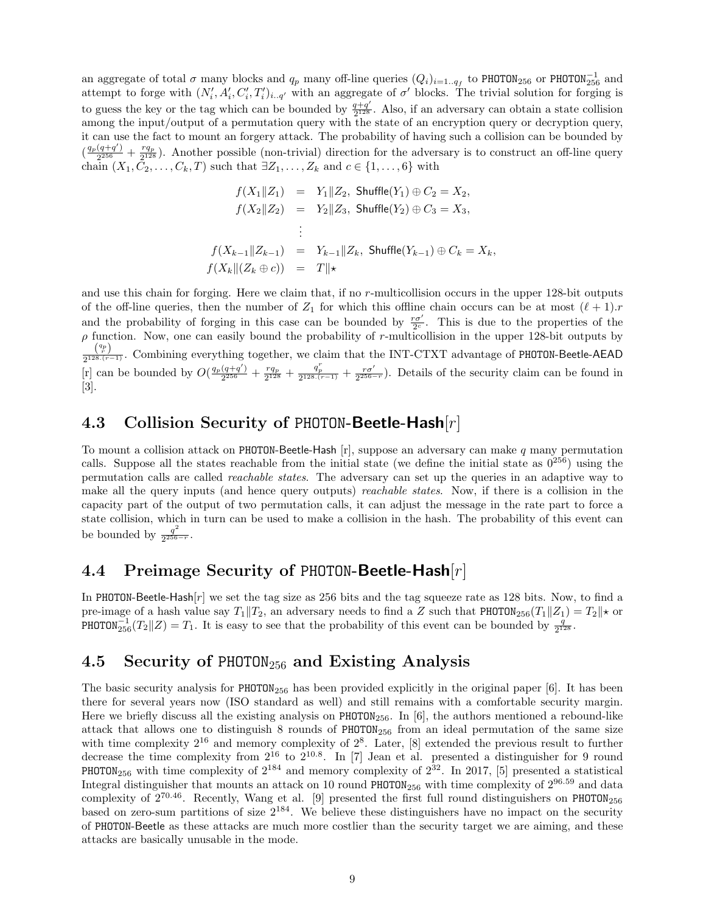an aggregate of total $\sigma$ many blocks and $q_p$ many off-line queries $(Q_i)_{i=1..q_f}$ to $\mathsf{PHOTON}_{256}$ or $\mathsf{PHOTON}_{256}^{-1}$ and attempt to forge with $(N'_i, A'_i, C'_i, T'_i)_{i..q'}$ with an aggregate of $\sigma'$ blocks. The trivial solution for forging is to guess the key or the tag which can be bounded by $\frac{q+q'}{2^{128}}$. Also, if an adversary can obtain a state collision among the input/output of a permutation query with the state of an encryption query or decryption query, it can use the fact to mount an forgery attack. The probability of having such a collision can be bounded by $(\frac{q_p(q+q')}{2^{256}} + \frac{rq_p}{2^{128}})$. Another possible (non-trivial) direction for the adversary is to construct an off-line query chain $(X_1, C_2, \ldots, C_k, T)$ such that $\exists Z_1, \ldots, Z_k$ and $c \in \{1, \ldots, 6\}$ with

$$
\begin{aligned}
f(X_1 \| Z_1) &= Y_1 \| Z_2,\ \mathsf{Shuffle}(Y_1) \oplus C_2 = X_2, \\
f(X_2 \| Z_2) &= Y_2 \| Z_3,\ \mathsf{Shuffle}(Y_2) \oplus C_3 = X_3, \\
&\vdots \\
f(X_{k-1} \| Z_{k-1}) &= Y_{k-1} \| Z_k,\ \mathsf{Shuffle}(Y_{k-1}) \oplus C_k = X_k, \\
f(X_k \| (Z_k \oplus c)) &= T \| \star
\end{aligned}
$$

and use this chain for forging. Here we claim that, if no $r$-multicollision occurs in the upper 128-bit outputs of the off-line queries, then the number of $Z_1$ for which this offline chain occurs can be at most $(\ell + 1).r$ and the probability of forging in this case can be bounded by $\frac{r\sigma'}{2^c}$. This is due to the properties of the $\rho$ function. Now, one can easily bound the probability of $r$-multicollision in the upper 128-bit outputs by $\frac{\binom{q_p}{r}}{2^{128.(r-1)}}$. Combining everything together, we claim that the INT-CTXT advantage of PHOTON-Beetle-AEAD [r] can be bounded by $O(\frac{q_p(q+q')}{2^{256}} + \frac{rq_p}{2^{128}} + \frac{q_p^r}{2^{128.(r-1)}} + \frac{r\sigma'}{2^{256-r}})$. Details of the security claim can be found in [3].

## 4.3 Collision Security of PHOTON-Beetle-Hash$[r]$

To mount a collision attack on PHOTON-Beetle-Hash [r], suppose an adversary can make $q$ many permutation calls. Suppose all the states reachable from the initial state (we define the initial state as $0^{256}$) using the permutation calls are called *reachable states*. The adversary can set up the queries in an adaptive way to make all the query inputs (and hence query outputs) *reachable states*. Now, if there is a collision in the capacity part of the output of two permutation calls, it can adjust the message in the rate part to force a state collision, which in turn can be used to make a collision in the hash. The probability of this event can be bounded by $\frac{q^2}{2^{256-r}}$.

## 4.4 Preimage Security of PHOTON-Beetle-Hash$[r]$

In PHOTON-Beetle-Hash$[r]$ we set the tag size as 256 bits and the tag squeeze rate as 128 bits. Now, to find a pre-image of a hash value say $T_1 \| T_2$, an adversary needs to find a $Z$ such that $\mathsf{PHOTON}_{256}(T_1 \| Z_1) = T_2 \| \star$ or $\mathsf{PHOTON}_{256}^{-1}(T_2 \| Z) = T_1$. It is easy to see that the probability of this event can be bounded by $\frac{q}{2^{128}}$.

## 4.5 Security of $\mathsf{PHOTON}_{256}$ and Existing Analysis

The basic security analysis for $\mathsf{PHOTON}_{256}$ has been provided explicitly in the original paper [6]. It has been there for several years now (ISO standard as well) and still remains with a comfortable security margin. Here we briefly discuss all the existing analysis on $\mathsf{PHOTON}_{256}$. In [6], the authors mentioned a rebound-like attack that allows one to distinguish 8 rounds of $\mathsf{PHOTON}_{256}$ from an ideal permutation of the same size with time complexity $2^{16}$ and memory complexity of $2^8$. Later, [8] extended the previous result to further decrease the time complexity from $2^{16}$ to $2^{10.8}$. In [7] Jean et al. presented a distinguisher for 9 round $\mathsf{PHOTON}_{256}$ with time complexity of $2^{184}$ and memory complexity of $2^{32}$. In 2017, [5] presented a statistical Integral distinguisher that mounts an attack on 10 round $\mathsf{PHOTON}_{256}$ with time complexity of $2^{96.59}$ and data complexity of $2^{70.46}$. Recently, Wang et al. [9] presented the first full round distinguishers on $\mathsf{PHOTON}_{256}$ based on zero-sum partitions of size $2^{184}$. We believe these distinguishers have no impact on the security of PHOTON-Beetle as these attacks are much more costlier than the security target we are aiming, and these attacks are basically unusable in the mode.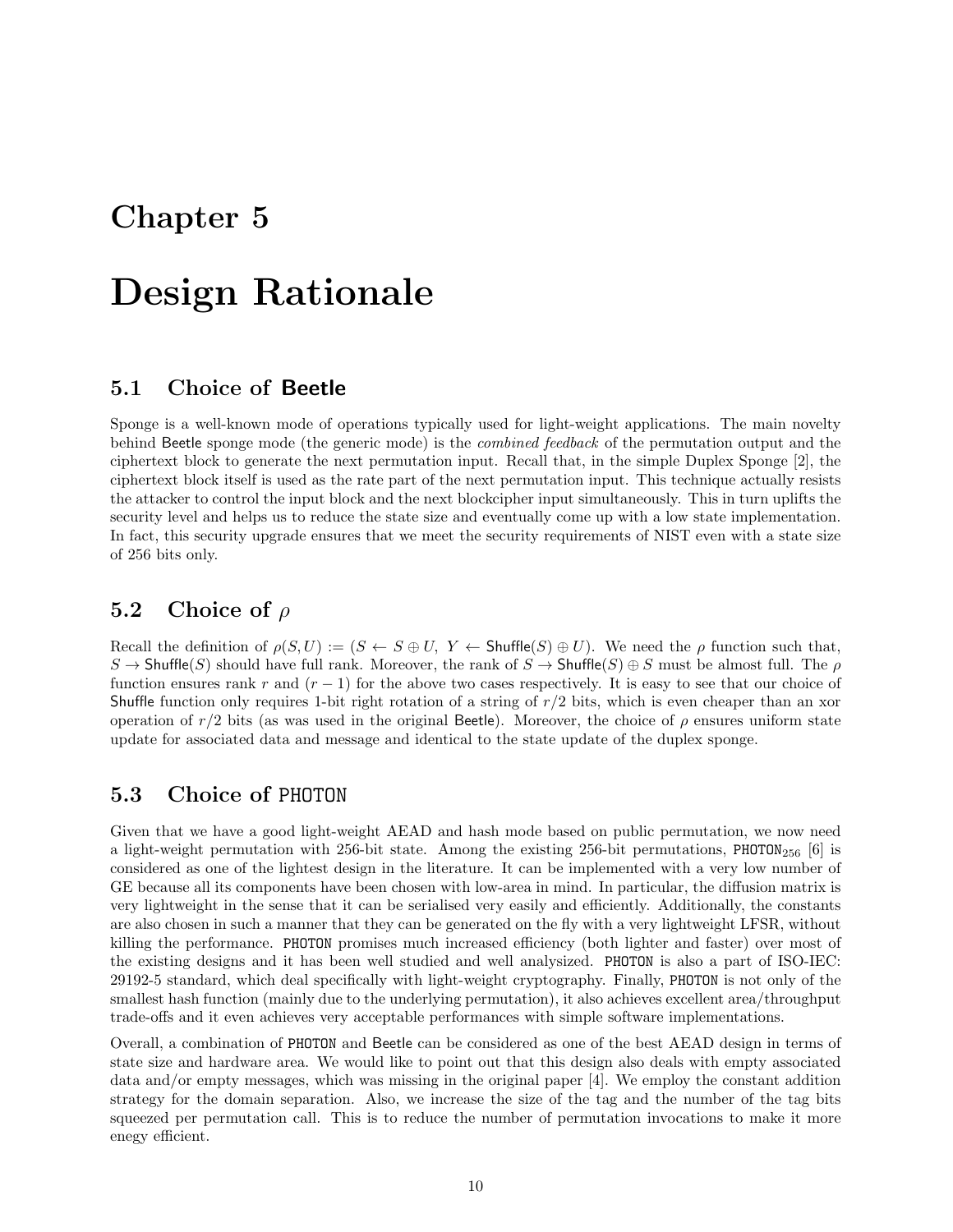# Chapter 5

# Design Rationale

## 5.1 Choice of Beetle

Sponge is a well-known mode of operations typically used for light-weight applications. The main novelty behind Beetle sponge mode (the generic mode) is the *combined feedback* of the permutation output and the ciphertext block to generate the next permutation input. Recall that, in the simple Duplex Sponge [2], the ciphertext block itself is used as the rate part of the next permutation input. This technique actually resists the attacker to control the input block and the next blockcipher input simultaneously. This in turn uplifts the security level and helps us to reduce the state size and eventually come up with a low state implementation. In fact, this security upgrade ensures that we meet the security requirements of NIST even with a state size of 256 bits only.

## 5.2 Choice of $\rho$

Recall the definition of $\rho(S, U) := (S \leftarrow S \oplus U,\ Y \leftarrow \mathsf{Shuffle}(S) \oplus U)$. We need the $\rho$ function such that, $S \rightarrow \mathsf{Shuffle}(S)$ should have full rank. Moreover, the rank of $S \rightarrow \mathsf{Shuffle}(S) \oplus S$ must be almost full. The $\rho$ function ensures rank $r$ and $(r-1)$ for the above two cases respectively. It is easy to see that our choice of Shuffle function only requires 1-bit right rotation of a string of $r/2$ bits, which is even cheaper than an xor operation of $r/2$ bits (as was used in the original Beetle). Moreover, the choice of $\rho$ ensures uniform state update for associated data and message and identical to the state update of the duplex sponge.

## 5.3 Choice of PHOTON

Given that we have a good light-weight AEAD and hash mode based on public permutation, we now need a light-weight permutation with 256-bit state. Among the existing 256-bit permutations, $\texttt{PHOTON}_{256}$ [6] is considered as one of the lightest design in the literature. It can be implemented with a very low number of GE because all its components have been chosen with low-area in mind. In particular, the diffusion matrix is very lightweight in the sense that it can be serialised very easily and efficiently. Additionally, the constants are also chosen in such a manner that they can be generated on the fly with a very lightweight LFSR, without killing the performance. PHOTON promises much increased efficiency (both lighter and faster) over most of the existing designs and it has been well studied and well analysized. PHOTON is also a part of ISO-IEC: 29192-5 standard, which deal specifically with light-weight cryptography. Finally, PHOTON is not only of the smallest hash function (mainly due to the underlying permutation), it also achieves excellent area/throughput trade-offs and it even achieves very acceptable performances with simple software implementations.

Overall, a combination of PHOTON and Beetle can be considered as one of the best AEAD design in terms of state size and hardware area. We would like to point out that this design also deals with empty associated data and/or empty messages, which was missing in the original paper [4]. We employ the constant addition strategy for the domain separation. Also, we increase the size of the tag and the number of the tag bits squeezed per permutation call. This is to reduce the number of permutation invocations to make it more enegy efficient.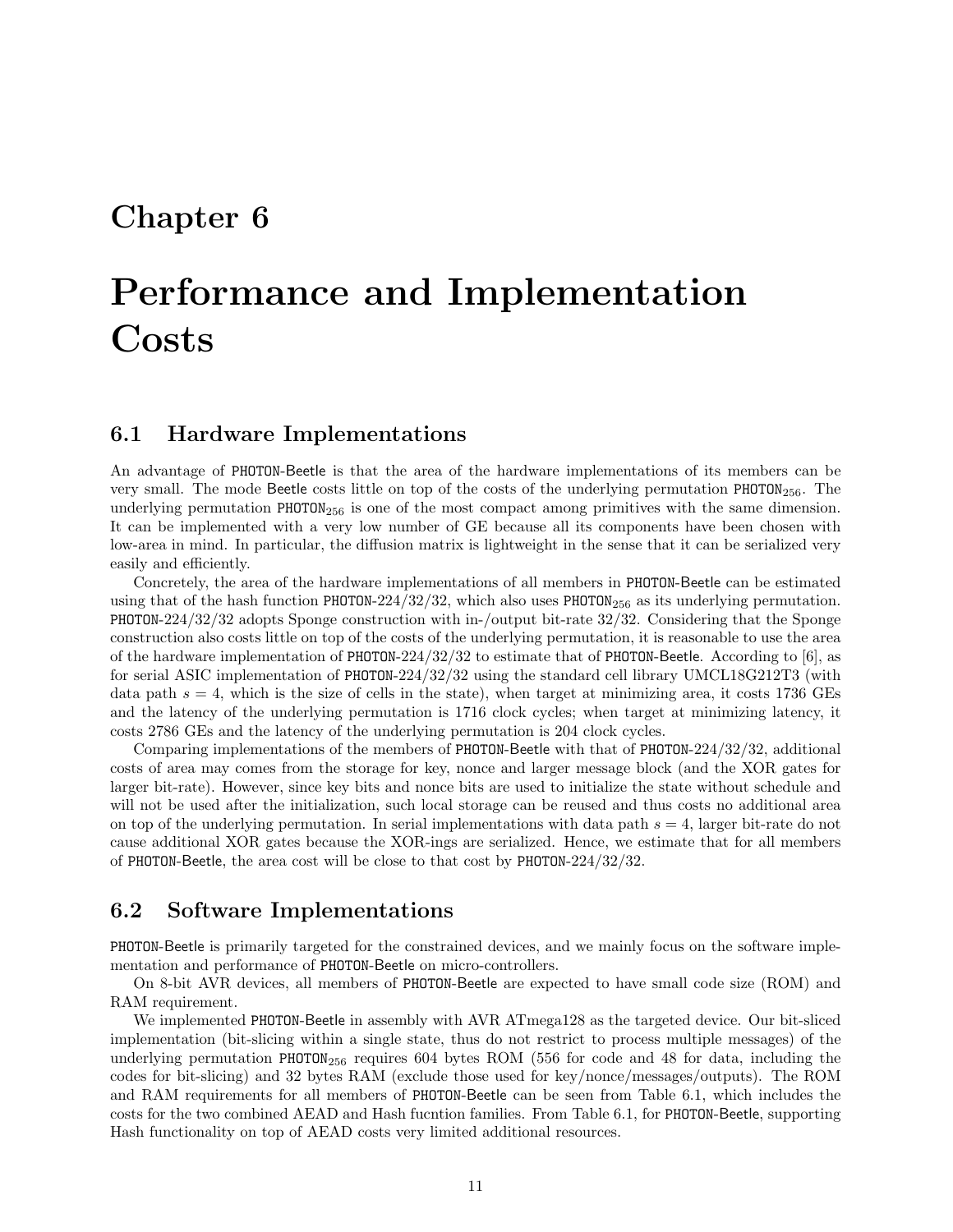# Chapter 6

# Performance and Implementation Costs

## 6.1 Hardware Implementations

An advantage of PHOTON-Beetle is that the area of the hardware implementations of its members can be very small. The mode Beetle costs little on top of the costs of the underlying permutation $\text{PHOTON}_{256}$. The underlying permutation $\text{PHOTON}_{256}$ is one of the most compact among primitives with the same dimension. It can be implemented with a very low number of GE because all its components have been chosen with low-area in mind. In particular, the diffusion matrix is lightweight in the sense that it can be serialized very easily and efficiently.

Concretely, the area of the hardware implementations of all members in PHOTON-Beetle can be estimated using that of the hash function PHOTON-224/32/32, which also uses $\text{PHOTON}_{256}$ as its underlying permutation. PHOTON-224/32/32 adopts Sponge construction with in-/output bit-rate 32/32. Considering that the Sponge construction also costs little on top of the costs of the underlying permutation, it is reasonable to use the area of the hardware implementation of PHOTON-224/32/32 to estimate that of PHOTON-Beetle. According to [6], as for serial ASIC implementation of PHOTON-224/32/32 using the standard cell library UMCL18G212T3 (with data path $s = 4$, which is the size of cells in the state), when target at minimizing area, it costs 1736 GEs and the latency of the underlying permutation is 1716 clock cycles; when target at minimizing latency, it costs 2786 GEs and the latency of the underlying permutation is 204 clock cycles.

Comparing implementations of the members of PHOTON-Beetle with that of PHOTON-224/32/32, additional costs of area may comes from the storage for key, nonce and larger message block (and the XOR gates for larger bit-rate). However, since key bits and nonce bits are used to initialize the state without schedule and will not be used after the initialization, such local storage can be reused and thus costs no additional area on top of the underlying permutation. In serial implementations with data path $s = 4$, larger bit-rate do not cause additional XOR gates because the XOR-ings are serialized. Hence, we estimate that for all members of PHOTON-Beetle, the area cost will be close to that cost by PHOTON-224/32/32.

## 6.2 Software Implementations

PHOTON-Beetle is primarily targeted for the constrained devices, and we mainly focus on the software implementation and performance of PHOTON-Beetle on micro-controllers.

On 8-bit AVR devices, all members of PHOTON-Beetle are expected to have small code size (ROM) and RAM requirement.

We implemented PHOTON-Beetle in assembly with AVR ATmega128 as the targeted device. Our bit-sliced implementation (bit-slicing within a single state, thus do not restrict to process multiple messages) of the underlying permutation $\text{PHOTON}_{256}$ requires 604 bytes ROM (556 for code and 48 for data, including the codes for bit-slicing) and 32 bytes RAM (exclude those used for key/nonce/messages/outputs). The ROM and RAM requirements for all members of PHOTON-Beetle can be seen from Table 6.1, which includes the costs for the two combined AEAD and Hash fucntion families. From Table 6.1, for PHOTON-Beetle, supporting Hash functionality on top of AEAD costs very limited additional resources.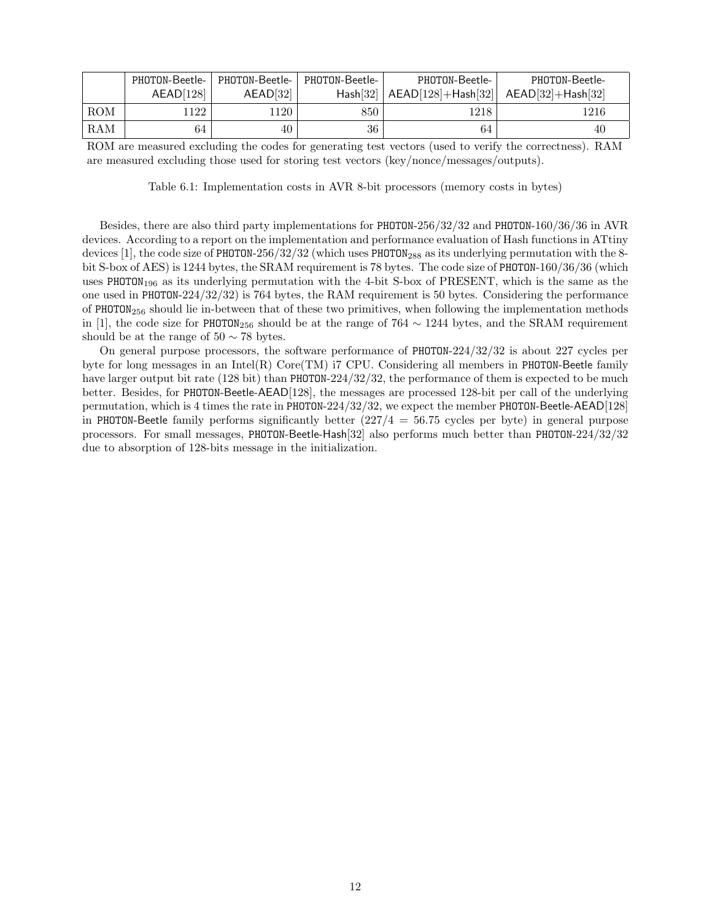| | PHOTON-Beetle-AEAD[128] | PHOTON-Beetle-AEAD[32] | PHOTON-Beetle-Hash[32] | PHOTON-Beetle-AEAD[128]+Hash[32] | PHOTON-Beetle-AEAD[32]+Hash[32] |
|---|---|---|---|---|---|
| ROM | 1122 | 1120 | 850 | 1218 | 1216 |
| RAM | 64 | 40 | 36 | 64 | 40 |

ROM are measured excluding the codes for generating test vectors (used to verify the correctness). RAM are measured excluding those used for storing test vectors (key/nonce/messages/outputs).

Table 6.1: Implementation costs in AVR 8-bit processors (memory costs in bytes)

Besides, there are also third party implementations for PHOTON-256/32/32 and PHOTON-160/36/36 in AVR devices. According to a report on the implementation and performance evaluation of Hash functions in ATtiny devices [1], the code size of PHOTON-256/32/32 (which uses $\text{PHOTON}_{288}$ as its underlying permutation with the 8-bit S-box of AES) is 1244 bytes, the SRAM requirement is 78 bytes. The code size of PHOTON-160/36/36 (which uses $\text{PHOTON}_{196}$ as its underlying permutation with the 4-bit S-box of PRESENT, which is the same as the one used in PHOTON-224/32/32) is 764 bytes, the RAM requirement is 50 bytes. Considering the performance of $\text{PHOTON}_{256}$ should lie in-between that of these two primitives, when following the implementation methods in [1], the code size for $\text{PHOTON}_{256}$ should be at the range of $764 \sim 1244$ bytes, and the SRAM requirement should be at the range of $50 \sim 78$ bytes.

On general purpose processors, the software performance of PHOTON-224/32/32 is about 227 cycles per byte for long messages in an Intel(R) Core(TM) i7 CPU. Considering all members in PHOTON-Beetle family have larger output bit rate (128 bit) than PHOTON-224/32/32, the performance of them is expected to be much better. Besides, for PHOTON-Beetle-AEAD[128], the messages are processed 128-bit per call of the underlying permutation, which is 4 times the rate in PHOTON-224/32/32, we expect the member PHOTON-Beetle-AEAD[128] in PHOTON-Beetle family performs significantly better ($227/4 = 56.75$ cycles per byte) in general purpose processors. For small messages, PHOTON-Beetle-Hash[32] also performs much better than PHOTON-224/32/32 due to absorption of 128-bits message in the initialization.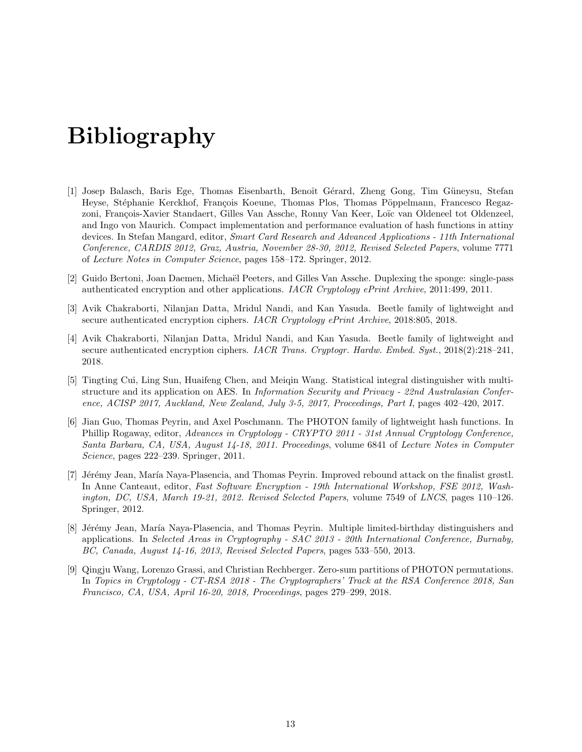# Bibliography

[1] Josep Balasch, Baris Ege, Thomas Eisenbarth, Benoît Gérard, Zheng Gong, Tim Güneysu, Stefan Heyse, Stéphanie Kerckhof, François Koeune, Thomas Plos, Thomas Pöppelmann, Francesco Regazzoni, François-Xavier Standaert, Gilles Van Assche, Ronny Van Keer, Loïc van Oldeneel tot Oldenzeel, and Ingo von Maurich. Compact implementation and performance evaluation of hash functions in attiny devices. In Stefan Mangard, editor, *Smart Card Research and Advanced Applications - 11th International Conference, CARDIS 2012, Graz, Austria, November 28-30, 2012, Revised Selected Papers*, volume 7771 of *Lecture Notes in Computer Science*, pages 158–172. Springer, 2012.

[2] Guido Bertoni, Joan Daemen, Michaël Peeters, and Gilles Van Assche. Duplexing the sponge: single-pass authenticated encryption and other applications. *IACR Cryptology ePrint Archive*, 2011:499, 2011.

[3] Avik Chakraborti, Nilanjan Datta, Mridul Nandi, and Kan Yasuda. Beetle family of lightweight and secure authenticated encryption ciphers. *IACR Cryptology ePrint Archive*, 2018:805, 2018.

[4] Avik Chakraborti, Nilanjan Datta, Mridul Nandi, and Kan Yasuda. Beetle family of lightweight and secure authenticated encryption ciphers. *IACR Trans. Cryptogr. Hardw. Embed. Syst.*, 2018(2):218–241, 2018.

[5] Tingting Cui, Ling Sun, Huaifeng Chen, and Meiqin Wang. Statistical integral distinguisher with multi-structure and its application on AES. In *Information Security and Privacy - 22nd Australasian Conference, ACISP 2017, Auckland, New Zealand, July 3-5, 2017, Proceedings, Part I*, pages 402–420, 2017.

[6] Jian Guo, Thomas Peyrin, and Axel Poschmann. The PHOTON family of lightweight hash functions. In Phillip Rogaway, editor, *Advances in Cryptology - CRYPTO 2011 - 31st Annual Cryptology Conference, Santa Barbara, CA, USA, August 14-18, 2011. Proceedings*, volume 6841 of *Lecture Notes in Computer Science*, pages 222–239. Springer, 2011.

[7] Jérémy Jean, María Naya-Plasencia, and Thomas Peyrin. Improved rebound attack on the finalist grøstl. In Anne Canteaut, editor, *Fast Software Encryption - 19th International Workshop, FSE 2012, Washington, DC, USA, March 19-21, 2012. Revised Selected Papers*, volume 7549 of *LNCS*, pages 110–126. Springer, 2012.

[8] Jérémy Jean, María Naya-Plasencia, and Thomas Peyrin. Multiple limited-birthday distinguishers and applications. In *Selected Areas in Cryptography - SAC 2013 - 20th International Conference, Burnaby, BC, Canada, August 14-16, 2013, Revised Selected Papers*, pages 533–550, 2013.

[9] Qingju Wang, Lorenzo Grassi, and Christian Rechberger. Zero-sum partitions of PHOTON permutations. In *Topics in Cryptology - CT-RSA 2018 - The Cryptographers' Track at the RSA Conference 2018, San Francisco, CA, USA, April 16-20, 2018, Proceedings*, pages 279–299, 2018.